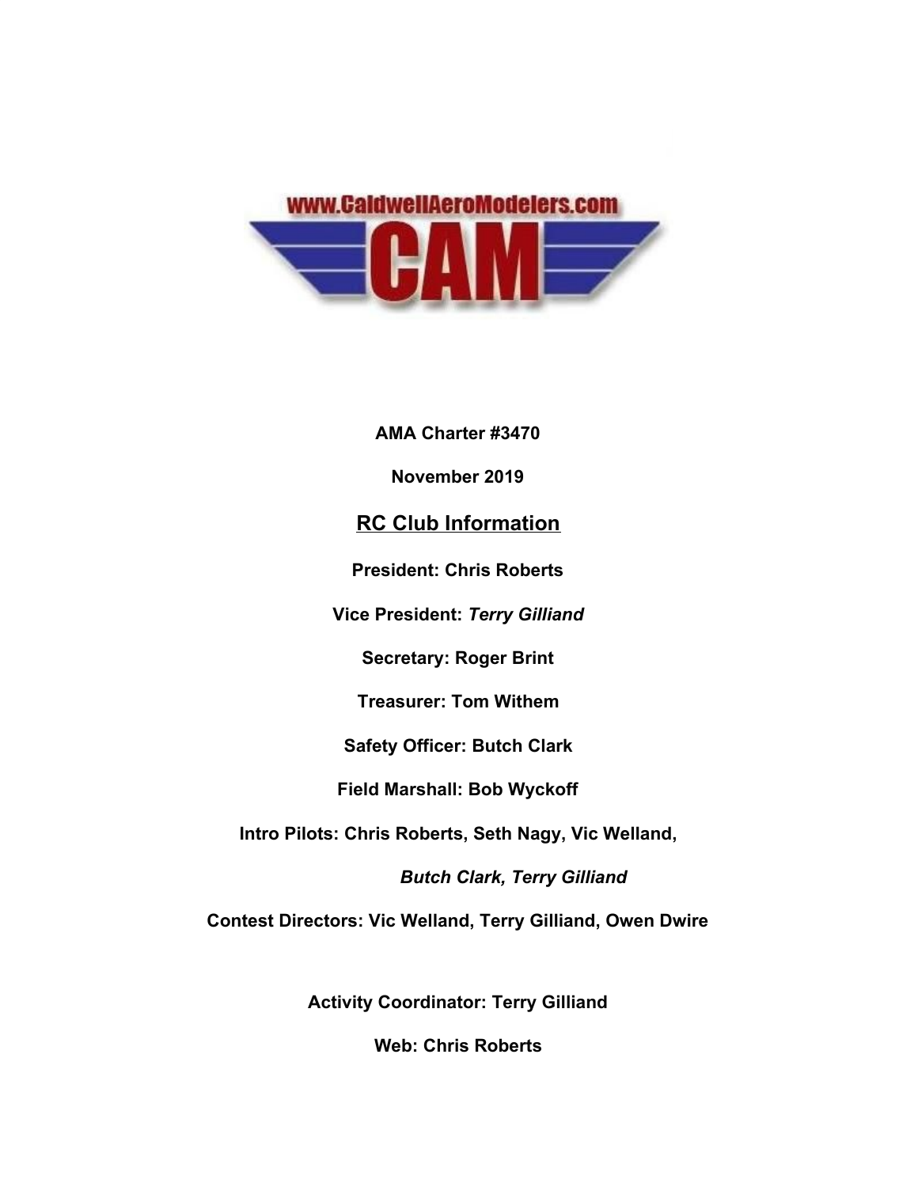www.CaldwellAeroModelers.com

CAM

**AMA Charter #3470**

**November 2019**

## RC Club Information

**President: Chris Roberts**

**Vice President:** ***Terry Gilliand***

**Secretary: Roger Brint**

**Treasurer: Tom Withem**

**Safety Officer: Butch Clark**

**Field Marshall: Bob Wyckoff**

**Intro Pilots: Chris Roberts, Seth Nagy, Vic Welland,**

***Butch Clark, Terry Gilliand***

**Contest Directors: Vic Welland, Terry Gilliand, Owen Dwire**

**Activity Coordinator: Terry Gilliand**

**Web: Chris Roberts**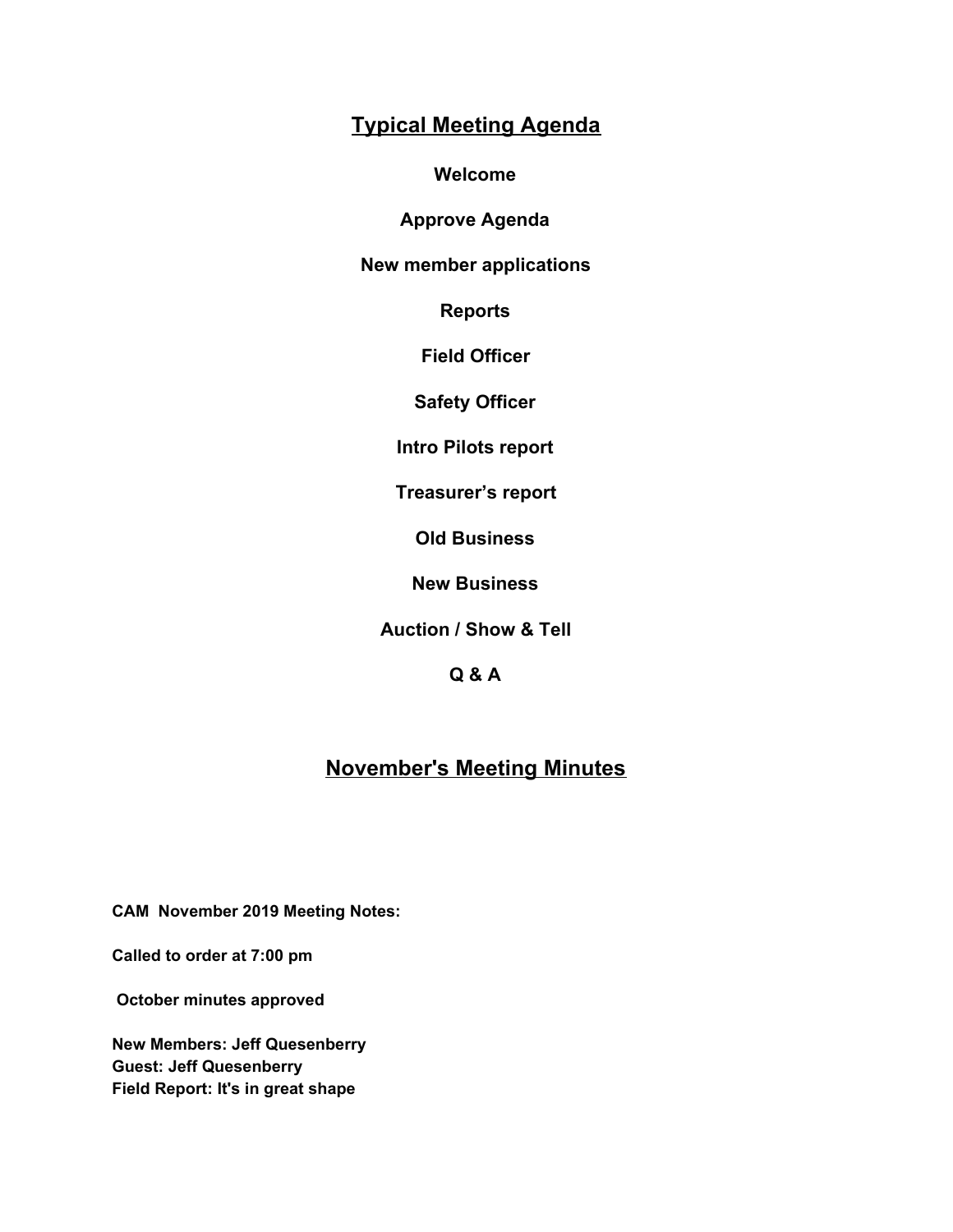## Typical Meeting Agenda

**Welcome**

**Approve Agenda**

**New member applications**

**Reports**

**Field Officer**

**Safety Officer**

**Intro Pilots report**

**Treasurer's report**

**Old Business**

**New Business**

**Auction / Show & Tell**

**Q & A**

## November's Meeting Minutes

**CAM November 2019 Meeting Notes:**

**Called to order at 7:00 pm**

**October minutes approved**

**New Members: Jeff Quesenberry**
**Guest: Jeff Quesenberry**
**Field Report: It's in great shape**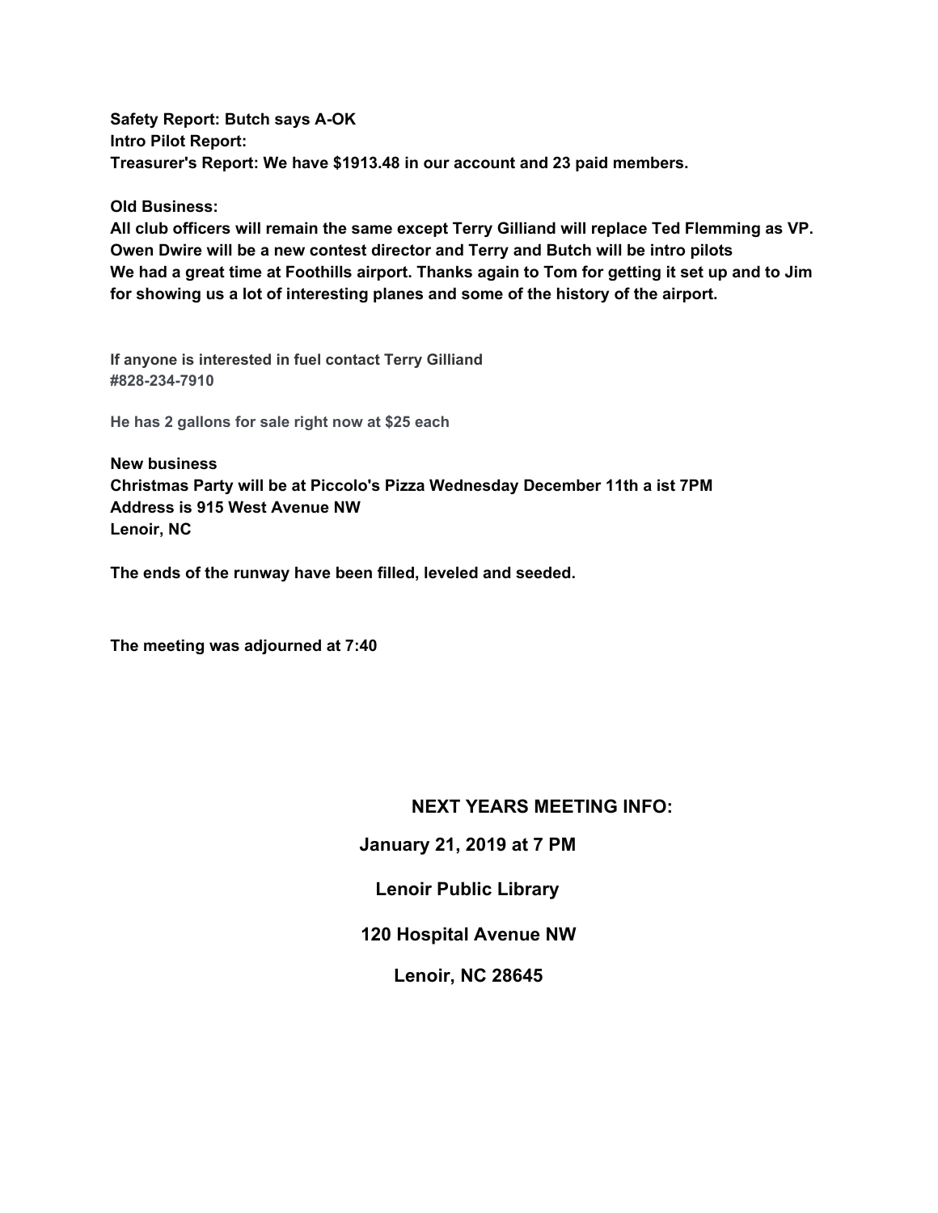**Safety Report: Butch says A-OK**
**Intro Pilot Report:**
**Treasurer's Report: We have $1913.48 in our account and 23 paid members.**

**Old Business:**
**All club officers will remain the same except Terry Gilliand will replace Ted Flemming as VP.**
**Owen Dwire will be a new contest director and Terry and Butch will be intro pilots**
**We had a great time at Foothills airport. Thanks again to Tom for getting it set up and to Jim for showing us a lot of interesting planes and some of the history of the airport.**

**If anyone is interested in fuel contact Terry Gilliand**
**#828-234-7910**

**He has 2 gallons for sale right now at $25 each**

**New business**
**Christmas Party will be at Piccolo's Pizza Wednesday December 11th a ist 7PM**
**Address is 915 West Avenue NW**
**Lenoir, NC**

**The ends of the runway have been filled, leveled and seeded.**

**The meeting was adjourned at 7:40**

**NEXT YEARS MEETING INFO:**

**January 21, 2019 at 7 PM**

**Lenoir Public Library**

**120 Hospital Avenue NW**

**Lenoir, NC 28645**